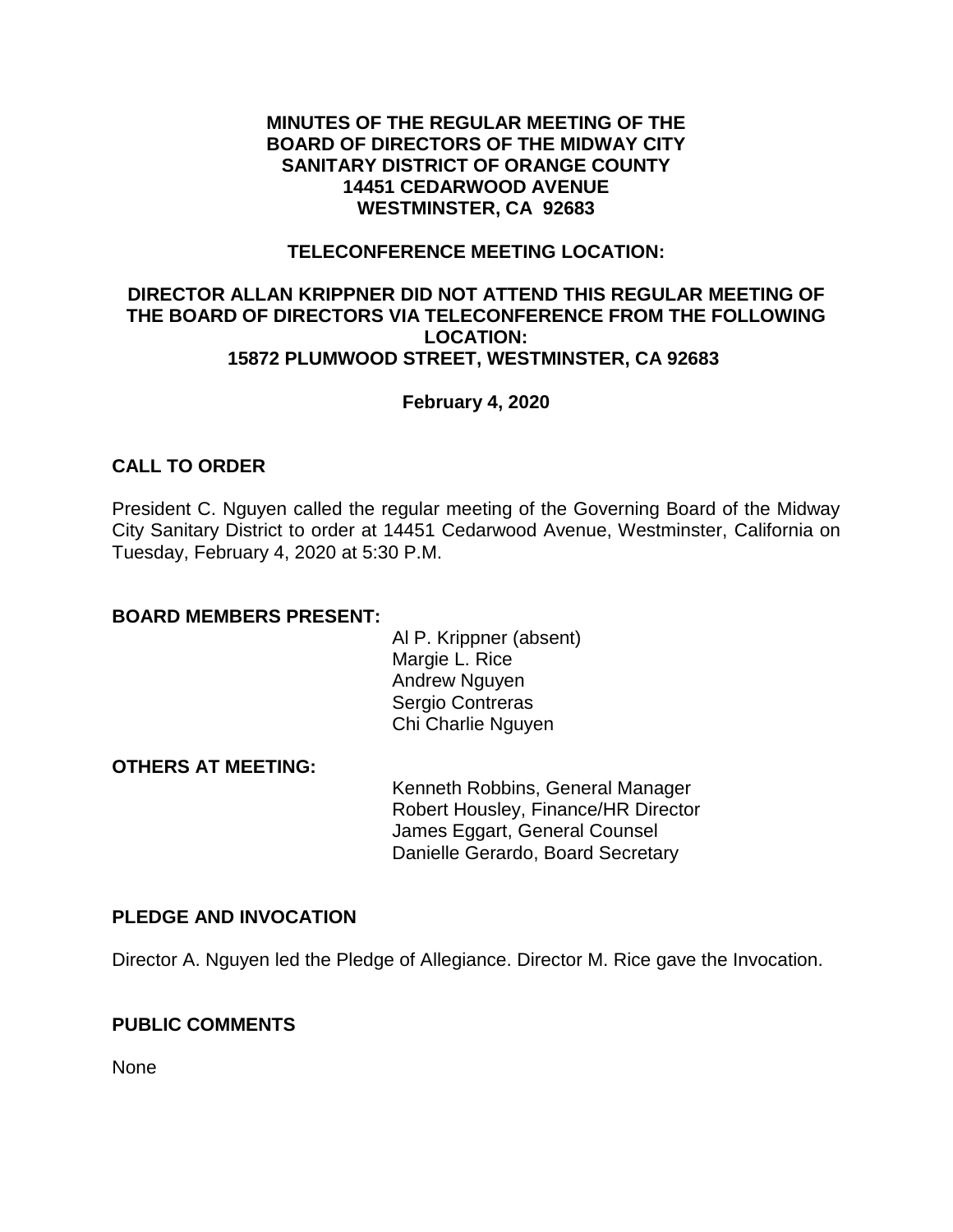**MINUTES OF THE REGULAR MEETING OF THE BOARD OF DIRECTORS OF THE MIDWAY CITY SANITARY DISTRICT OF ORANGE COUNTY 14451 CEDARWOOD AVENUE WESTMINSTER, CA 92683**

**TELECONFERENCE MEETING LOCATION:**

**DIRECTOR ALLAN KRIPPNER DID NOT ATTEND THIS REGULAR MEETING OF THE BOARD OF DIRECTORS VIA TELECONFERENCE FROM THE FOLLOWING LOCATION: 15872 PLUMWOOD STREET, WESTMINSTER, CA 92683**

**February 4, 2020**

## CALL TO ORDER

President C. Nguyen called the regular meeting of the Governing Board of the Midway City Sanitary District to order at 14451 Cedarwood Avenue, Westminster, California on Tuesday, February 4, 2020 at 5:30 P.M.

## BOARD MEMBERS PRESENT:

Al P. Krippner (absent)
Margie L. Rice
Andrew Nguyen
Sergio Contreras
Chi Charlie Nguyen

## OTHERS AT MEETING:

Kenneth Robbins, General Manager
Robert Housley, Finance/HR Director
James Eggart, General Counsel
Danielle Gerardo, Board Secretary

## PLEDGE AND INVOCATION

Director A. Nguyen led the Pledge of Allegiance. Director M. Rice gave the Invocation.

## PUBLIC COMMENTS

None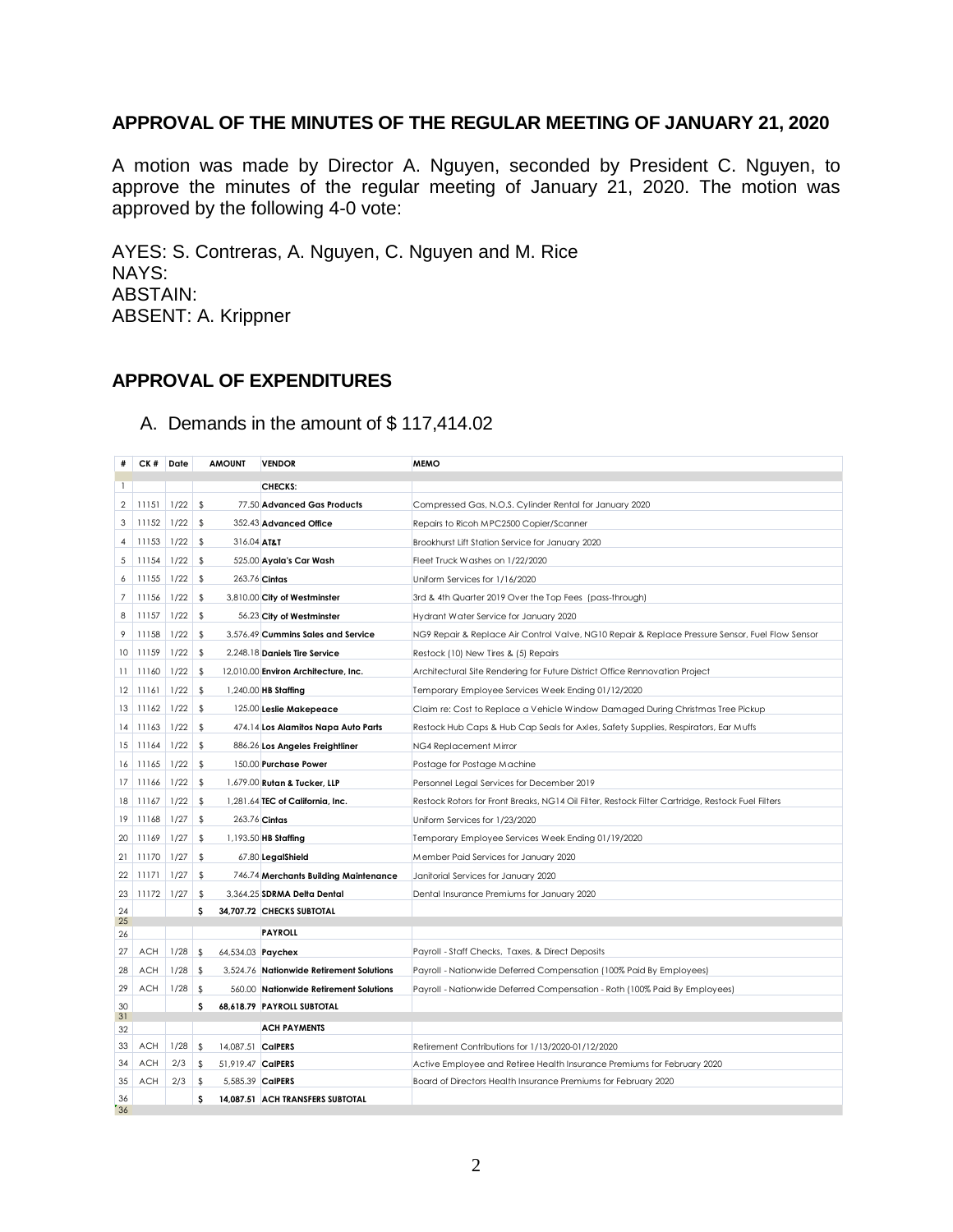## APPROVAL OF THE MINUTES OF THE REGULAR MEETING OF JANUARY 21, 2020

A motion was made by Director A. Nguyen, seconded by President C. Nguyen, to approve the minutes of the regular meeting of January 21, 2020. The motion was approved by the following 4-0 vote:

AYES: S. Contreras, A. Nguyen, C. Nguyen and M. Rice
NAYS:
ABSTAIN:
ABSENT: A. Krippner

## APPROVAL OF EXPENDITURES

A. Demands in the amount of $ 117,414.02

| # | CK # | Date | AMOUNT | VENDOR | MEMO |
|---|---|---|---|---|---|
| 1 | | | | **CHECKS:** | |
| 2 | 11151 | 1/22 | $ 77.50 | **Advanced Gas Products** | Compressed Gas, N.O.S. Cylinder Rental for January 2020 |
| 3 | 11152 | 1/22 | $ 352.43 | **Advanced Office** | Repairs to Ricoh MPC2500 Copier/Scanner |
| 4 | 11153 | 1/22 | $ 316.04 | **AT&T** | Brookhurst Lift Station Service for January 2020 |
| 5 | 11154 | 1/22 | $ 525.00 | **Ayala's Car Wash** | Fleet Truck Washes on 1/22/2020 |
| 6 | 11155 | 1/22 | $ 263.76 | **Cintas** | Uniform Services for 1/16/2020 |
| 7 | 11156 | 1/22 | $ 3,810.00 | **City of Westminster** | 3rd & 4th Quarter 2019 Over the Top Fees (pass-through) |
| 8 | 11157 | 1/22 | $ 56.23 | **City of Westminster** | Hydrant Water Service for January 2020 |
| 9 | 11158 | 1/22 | $ 3,576.49 | **Cummins Sales and Service** | NG9 Repair & Replace Air Control Valve, NG10 Repair & Replace Pressure Sensor, Fuel Flow Sensor |
| 10 | 11159 | 1/22 | $ 2,248.18 | **Daniels Tire Service** | Restock (10) New Tires & (5) Repairs |
| 11 | 11160 | 1/22 | $ 12,010.00 | **Environ Architecture, Inc.** | Architectural Site Rendering for Future District Office Rennovation Project |
| 12 | 11161 | 1/22 | $ 1,240.00 | **HB Staffing** | Temporary Employee Services Week Ending 01/12/2020 |
| 13 | 11162 | 1/22 | $ 125.00 | **Leslie Makepeace** | Claim re: Cost to Replace a Vehicle Window Damaged During Christmas Tree Pickup |
| 14 | 11163 | 1/22 | $ 474.14 | **Los Alamitos Napa Auto Parts** | Restock Hub Caps & Hub Cap Seals for Axles, Safety Supplies, Respirators, Ear Muffs |
| 15 | 11164 | 1/22 | $ 886.26 | **Los Angeles Freightliner** | NG4 Replacement Mirror |
| 16 | 11165 | 1/22 | $ 150.00 | **Purchase Power** | Postage for Postage Machine |
| 17 | 11166 | 1/22 | $ 1,679.00 | **Rutan & Tucker, LLP** | Personnel Legal Services for December 2019 |
| 18 | 11167 | 1/22 | $ 1,281.64 | **TEC of California, Inc.** | Restock Rotors for Front Breaks, NG14 Oil Filter, Restock Filter Cartridge, Restock Fuel Filters |
| 19 | 11168 | 1/27 | $ 263.76 | **Cintas** | Uniform Services for 1/23/2020 |
| 20 | 11169 | 1/27 | $ 1,193.50 | **HB Staffing** | Temporary Employee Services Week Ending 01/19/2020 |
| 21 | 11170 | 1/27 | $ 67.80 | **LegalShield** | Member Paid Services for January 2020 |
| 22 | 11171 | 1/27 | $ 746.74 | **Merchants Building Maintenance** | Janitorial Services for January 2020 |
| 23 | 11172 | 1/27 | $ 3,364.25 | **SDRMA Delta Dental** | Dental Insurance Premiums for January 2020 |
| 24 | | | **$ 34,707.72** | **CHECKS SUBTOTAL** | |
| 25 | | | | | |
| 26 | | | | **PAYROLL** | |
| 27 | ACH | 1/28 | $ 64,534.03 | **Paychex** | Payroll - Staff Checks, Taxes, & Direct Deposits |
| 28 | ACH | 1/28 | $ 3,524.76 | **Nationwide Retirement Solutions** | Payroll - Nationwide Deferred Compensation (100% Paid By Employees) |
| 29 | ACH | 1/28 | $ 560.00 | **Nationwide Retirement Solutions** | Payroll - Nationwide Deferred Compensation - Roth (100% Paid By Employees) |
| 30 | | | **$ 68,618.79** | **PAYROLL SUBTOTAL** | |
| 31 | | | | | |
| 32 | | | | **ACH PAYMENTS** | |
| 33 | ACH | 1/28 | $ 14,087.51 | **CalPERS** | Retirement Contributions for 1/13/2020-01/12/2020 |
| 34 | ACH | 2/3 | $ 51,919.47 | **CalPERS** | Active Employee and Retiree Health Insurance Premiums for February 2020 |
| 35 | ACH | 2/3 | $ 5,585.39 | **CalPERS** | Board of Directors Health Insurance Premiums for February 2020 |
| 36 | | | **$ 14,087.51** | **ACH TRANSFERS SUBTOTAL** | |
| 36 | | | | | |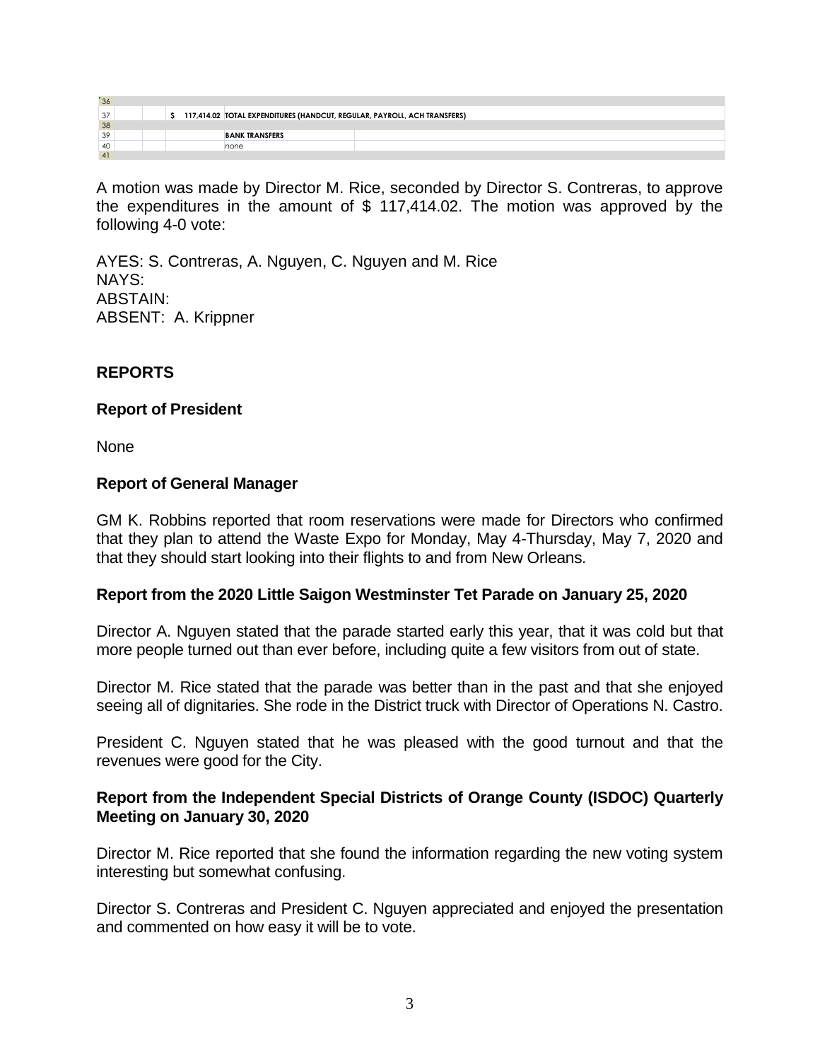| | | | | |
|---|---|---|---|---|
| 36 | | | | |
| 37 | | | $ 117,414.02 | **TOTAL EXPENDITURES (HANDCUT, REGULAR, PAYROLL, ACH TRANSFERS)** |
| 38 | | | | |
| 39 | | | | **BANK TRANSFERS** |
| 40 | | | | none |
| 41 | | | | |

A motion was made by Director M. Rice, seconded by Director S. Contreras, to approve the expenditures in the amount of $ 117,414.02. The motion was approved by the following 4-0 vote:

AYES: S. Contreras, A. Nguyen, C. Nguyen and M. Rice
NAYS:
ABSTAIN:
ABSENT: A. Krippner

## REPORTS

### Report of President

None

### Report of General Manager

GM K. Robbins reported that room reservations were made for Directors who confirmed that they plan to attend the Waste Expo for Monday, May 4-Thursday, May 7, 2020 and that they should start looking into their flights to and from New Orleans.

### Report from the 2020 Little Saigon Westminster Tet Parade on January 25, 2020

Director A. Nguyen stated that the parade started early this year, that it was cold but that more people turned out than ever before, including quite a few visitors from out of state.

Director M. Rice stated that the parade was better than in the past and that she enjoyed seeing all of dignitaries. She rode in the District truck with Director of Operations N. Castro.

President C. Nguyen stated that he was pleased with the good turnout and that the revenues were good for the City.

### Report from the Independent Special Districts of Orange County (ISDOC) Quarterly Meeting on January 30, 2020

Director M. Rice reported that she found the information regarding the new voting system interesting but somewhat confusing.

Director S. Contreras and President C. Nguyen appreciated and enjoyed the presentation and commented on how easy it will be to vote.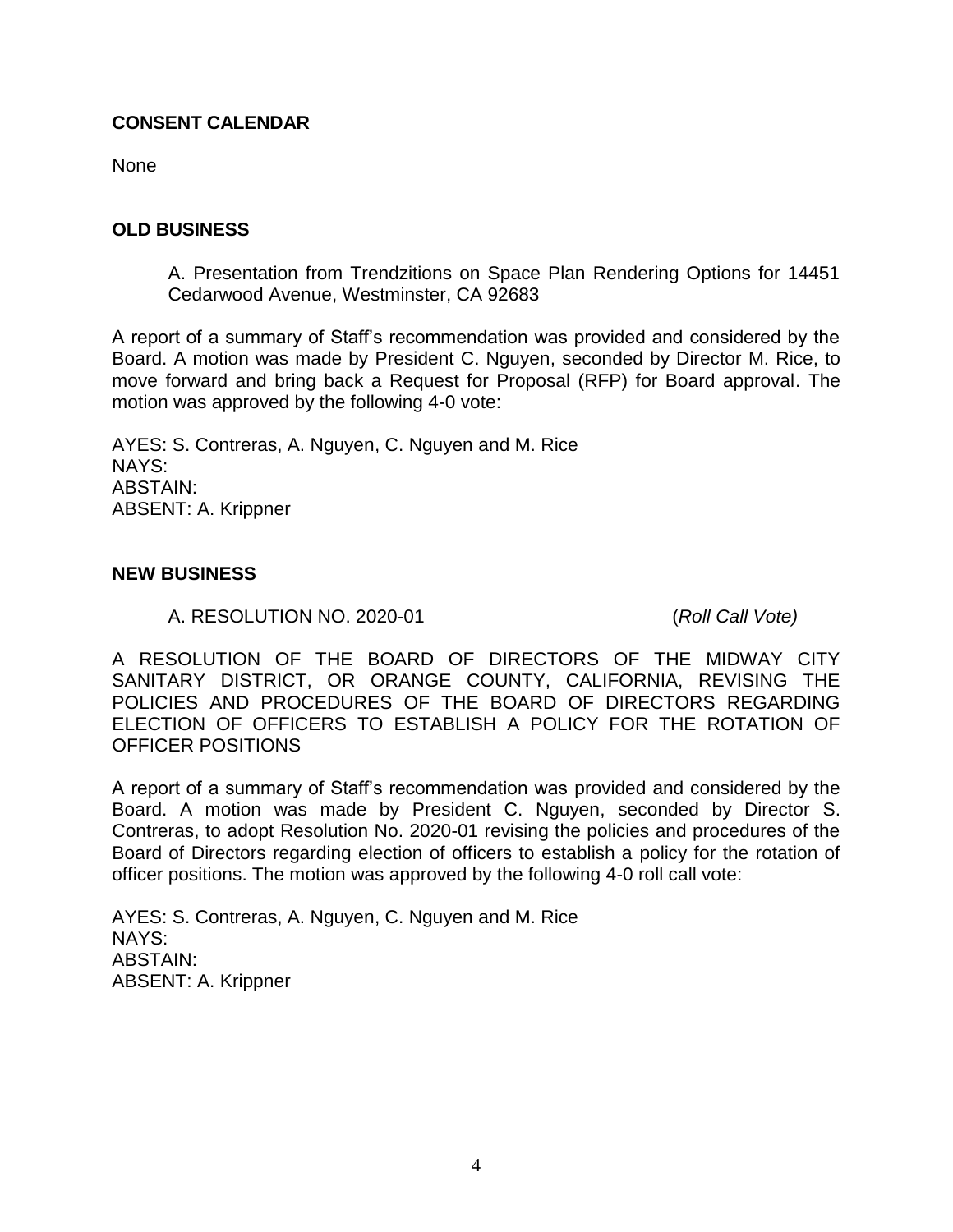## CONSENT CALENDAR

None

## OLD BUSINESS

A. Presentation from Trendzitions on Space Plan Rendering Options for 14451 Cedarwood Avenue, Westminster, CA 92683

A report of a summary of Staff's recommendation was provided and considered by the Board. A motion was made by President C. Nguyen, seconded by Director M. Rice, to move forward and bring back a Request for Proposal (RFP) for Board approval. The motion was approved by the following 4-0 vote:

AYES: S. Contreras, A. Nguyen, C. Nguyen and M. Rice
NAYS:
ABSTAIN:
ABSENT: A. Krippner

## NEW BUSINESS

A. RESOLUTION NO. 2020-01 (*Roll Call Vote)*

A RESOLUTION OF THE BOARD OF DIRECTORS OF THE MIDWAY CITY SANITARY DISTRICT, OR ORANGE COUNTY, CALIFORNIA, REVISING THE POLICIES AND PROCEDURES OF THE BOARD OF DIRECTORS REGARDING ELECTION OF OFFICERS TO ESTABLISH A POLICY FOR THE ROTATION OF OFFICER POSITIONS

A report of a summary of Staff's recommendation was provided and considered by the Board. A motion was made by President C. Nguyen, seconded by Director S. Contreras, to adopt Resolution No. 2020-01 revising the policies and procedures of the Board of Directors regarding election of officers to establish a policy for the rotation of officer positions. The motion was approved by the following 4-0 roll call vote:

AYES: S. Contreras, A. Nguyen, C. Nguyen and M. Rice
NAYS:
ABSTAIN:
ABSENT: A. Krippner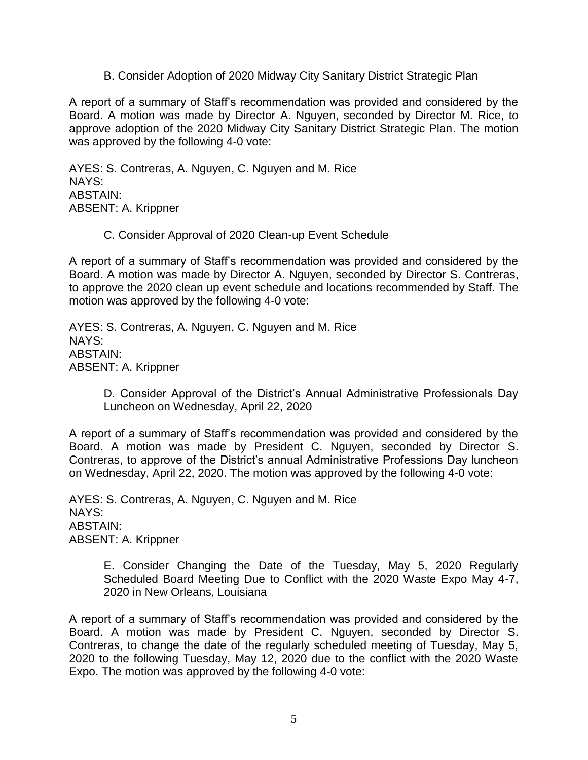B. Consider Adoption of 2020 Midway City Sanitary District Strategic Plan

A report of a summary of Staff's recommendation was provided and considered by the Board. A motion was made by Director A. Nguyen, seconded by Director M. Rice, to approve adoption of the 2020 Midway City Sanitary District Strategic Plan. The motion was approved by the following 4-0 vote:

AYES: S. Contreras, A. Nguyen, C. Nguyen and M. Rice
NAYS:
ABSTAIN:
ABSENT: A. Krippner

C. Consider Approval of 2020 Clean-up Event Schedule

A report of a summary of Staff's recommendation was provided and considered by the Board. A motion was made by Director A. Nguyen, seconded by Director S. Contreras, to approve the 2020 clean up event schedule and locations recommended by Staff. The motion was approved by the following 4-0 vote:

AYES: S. Contreras, A. Nguyen, C. Nguyen and M. Rice
NAYS:
ABSTAIN:
ABSENT: A. Krippner

D. Consider Approval of the District's Annual Administrative Professionals Day Luncheon on Wednesday, April 22, 2020

A report of a summary of Staff's recommendation was provided and considered by the Board. A motion was made by President C. Nguyen, seconded by Director S. Contreras, to approve of the District's annual Administrative Professions Day luncheon on Wednesday, April 22, 2020. The motion was approved by the following 4-0 vote:

AYES: S. Contreras, A. Nguyen, C. Nguyen and M. Rice
NAYS:
ABSTAIN:
ABSENT: A. Krippner

E. Consider Changing the Date of the Tuesday, May 5, 2020 Regularly Scheduled Board Meeting Due to Conflict with the 2020 Waste Expo May 4-7, 2020 in New Orleans, Louisiana

A report of a summary of Staff's recommendation was provided and considered by the Board. A motion was made by President C. Nguyen, seconded by Director S. Contreras, to change the date of the regularly scheduled meeting of Tuesday, May 5, 2020 to the following Tuesday, May 12, 2020 due to the conflict with the 2020 Waste Expo. The motion was approved by the following 4-0 vote: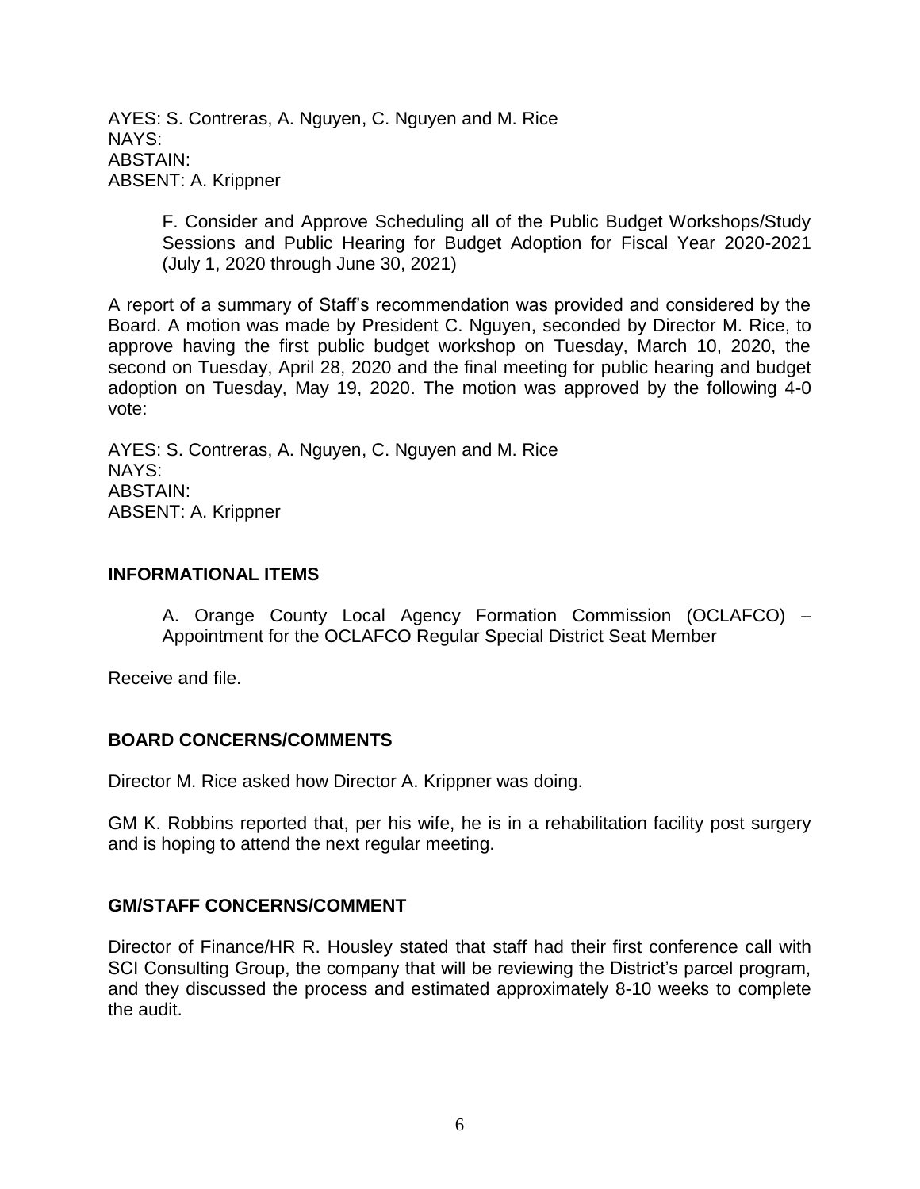AYES: S. Contreras, A. Nguyen, C. Nguyen and M. Rice
NAYS:
ABSTAIN:
ABSENT: A. Krippner

F. Consider and Approve Scheduling all of the Public Budget Workshops/Study Sessions and Public Hearing for Budget Adoption for Fiscal Year 2020-2021 (July 1, 2020 through June 30, 2021)

A report of a summary of Staff's recommendation was provided and considered by the Board. A motion was made by President C. Nguyen, seconded by Director M. Rice, to approve having the first public budget workshop on Tuesday, March 10, 2020, the second on Tuesday, April 28, 2020 and the final meeting for public hearing and budget adoption on Tuesday, May 19, 2020. The motion was approved by the following 4-0 vote:

AYES: S. Contreras, A. Nguyen, C. Nguyen and M. Rice
NAYS:
ABSTAIN:
ABSENT: A. Krippner

**INFORMATIONAL ITEMS**

A. Orange County Local Agency Formation Commission (OCLAFCO) – Appointment for the OCLAFCO Regular Special District Seat Member

Receive and file.

**BOARD CONCERNS/COMMENTS**

Director M. Rice asked how Director A. Krippner was doing.

GM K. Robbins reported that, per his wife, he is in a rehabilitation facility post surgery and is hoping to attend the next regular meeting.

**GM/STAFF CONCERNS/COMMENT**

Director of Finance/HR R. Housley stated that staff had their first conference call with SCI Consulting Group, the company that will be reviewing the District's parcel program, and they discussed the process and estimated approximately 8-10 weeks to complete the audit.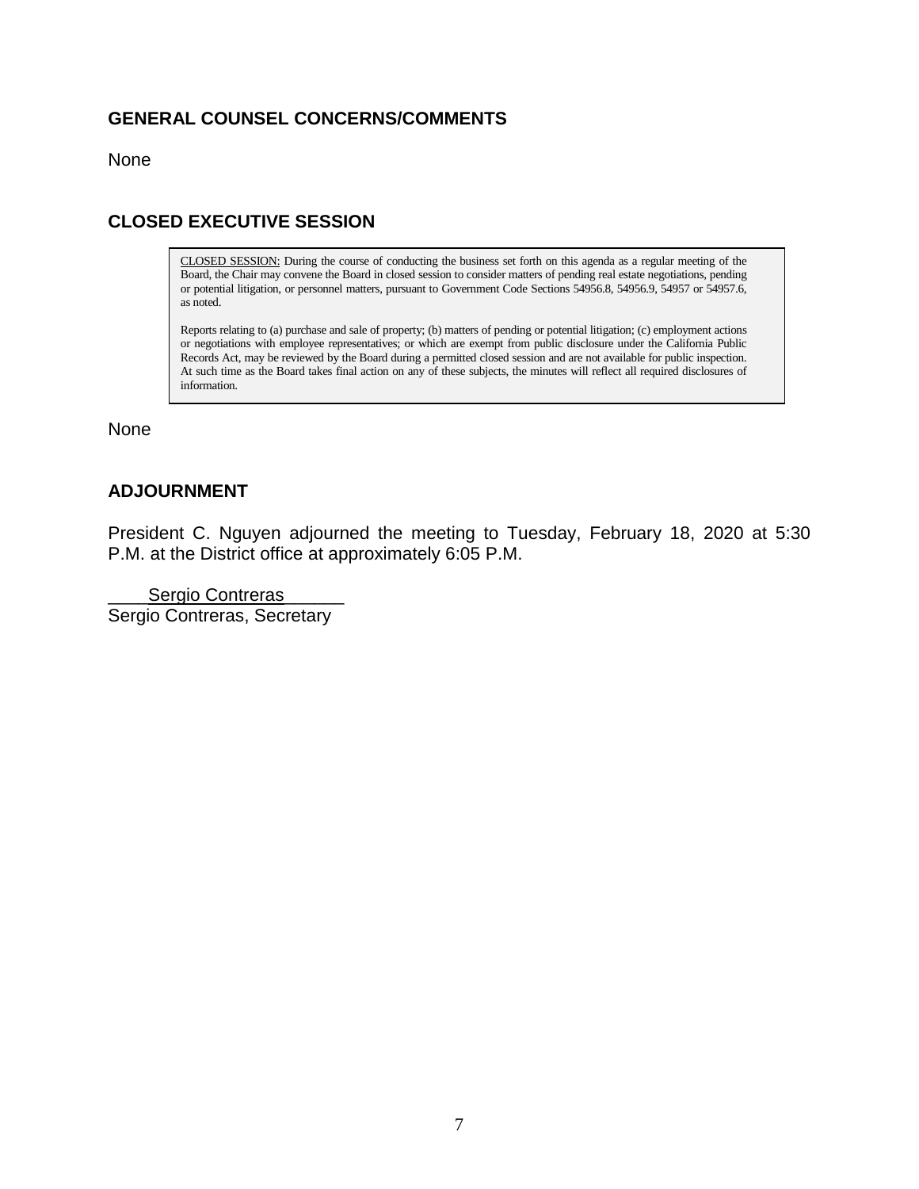## GENERAL COUNSEL CONCERNS/COMMENTS

None

## CLOSED EXECUTIVE SESSION

> CLOSED SESSION: During the course of conducting the business set forth on this agenda as a regular meeting of the Board, the Chair may convene the Board in closed session to consider matters of pending real estate negotiations, pending or potential litigation, or personnel matters, pursuant to Government Code Sections 54956.8, 54956.9, 54957 or 54957.6, as noted.
>
> Reports relating to (a) purchase and sale of property; (b) matters of pending or potential litigation; (c) employment actions or negotiations with employee representatives; or which are exempt from public disclosure under the California Public Records Act, may be reviewed by the Board during a permitted closed session and are not available for public inspection. At such time as the Board takes final action on any of these subjects, the minutes will reflect all required disclosures of information.

None

## ADJOURNMENT

President C. Nguyen adjourned the meeting to Tuesday, February 18, 2020 at 5:30 P.M. at the District office at approximately 6:05 P.M.

Sergio Contreras

Sergio Contreras, Secretary